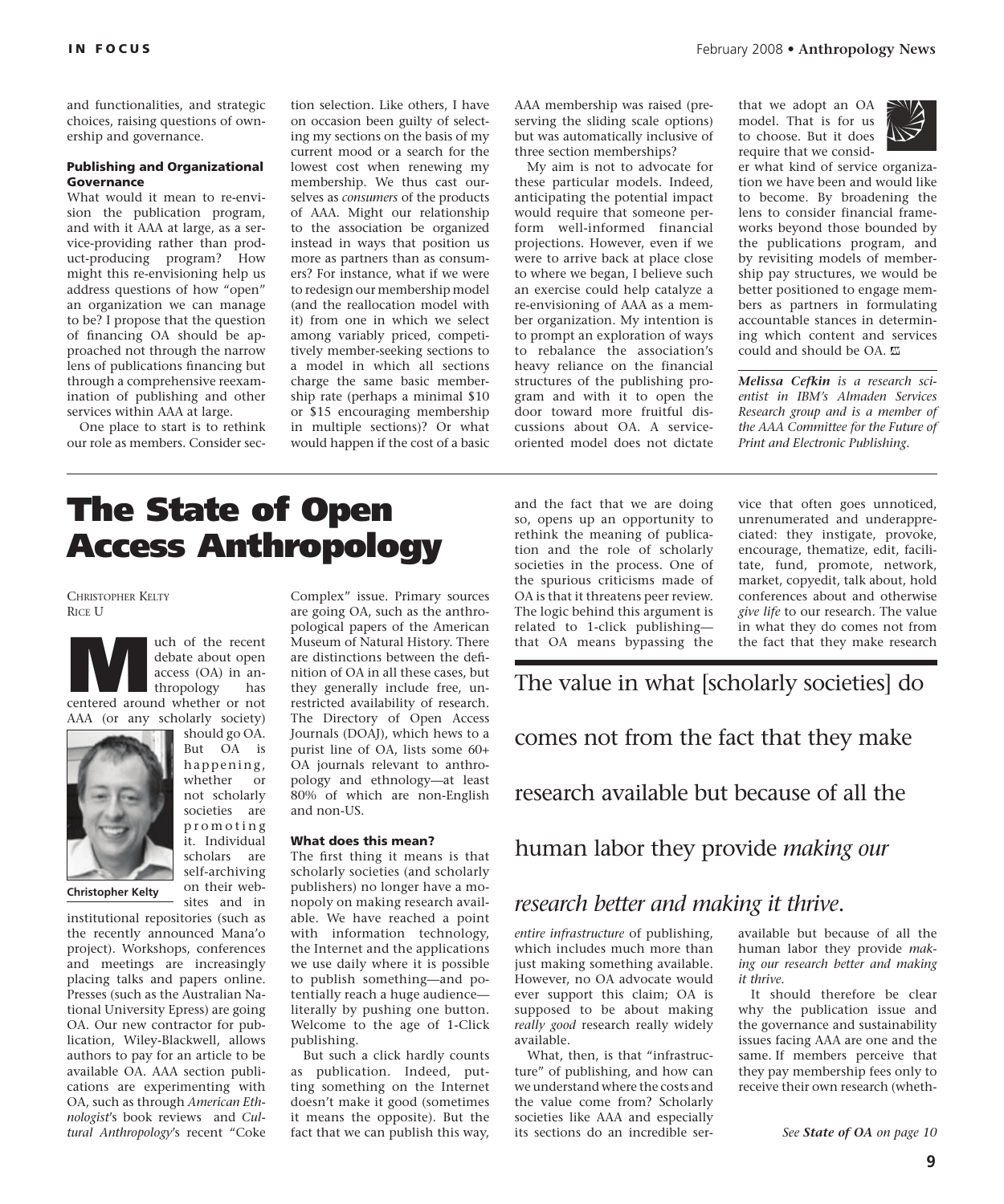and functionalities, and strategic choices, raising questions of ownership and governance.

#### Publishing and Organizational Governance

What would it mean to re-envision the publication program, and with it AAA at large, as a service-providing rather than product-producing program? How might this re-envisioning help us address questions of how "open" an organization we can manage to be? I propose that the question of financing OA should be approached not through the narrow lens of publications financing but through a comprehensive reexamination of publishing and other services within AAA at large.

One place to start is to rethink our role as members. Consider section selection. Like others, I have on occasion been guilty of selecting my sections on the basis of my current mood or a search for the lowest cost when renewing my membership. We thus cast ourselves as *consumers* of the products of AAA. Might our relationship to the association be organized instead in ways that position us more as partners than as consumers? For instance, what if we were to redesign our membership model (and the reallocation model with it) from one in which we select among variably priced, competitively member-seeking sections to a model in which all sections charge the same basic membership rate (perhaps a minimal $10 or $15 encouraging membership in multiple sections)? Or what would happen if the cost of a basic AAA membership was raised (preserving the sliding scale options) but was automatically inclusive of three section memberships?

My aim is not to advocate for these particular models. Indeed, anticipating the potential impact would require that someone perform well-informed financial projections. However, even if we were to arrive back at place close to where we began, I believe such an exercise could help catalyze a re-envisioning of AAA as a member organization. My intention is to prompt an exploration of ways to rebalance the association's heavy reliance on the financial structures of the publishing program and with it to open the door toward more fruitful discussions about OA. A service-oriented model does not dictate that we adopt an OA model. That is for us to choose. But it does require that we consider what kind of service organization we have been and would like to become. By broadening the lens to consider financial frameworks beyond those bounded by the publications program, and by revisiting models of membership pay structures, we would be better positioned to engage members as partners in formulating accountable stances in determining which content and services could and should be OA.

*Melissa Cefkin is a research scientist in IBM's Almaden Services Research group and is a member of the AAA Committee for the Future of Print and Electronic Publishing.*

# The State of Open Access Anthropology

CHRISTOPHER KELTY
RICE U

Much of the recent debate about open access (OA) in anthropology has centered around whether or not AAA (or any scholarly society) should go OA. But OA is happening, whether or not scholarly societies are promoting it. Individual scholars are self-archiving on their websites and in institutional repositories (such as the recently announced Mana'o project). Workshops, conferences and meetings are increasingly placing talks and papers online. Presses (such as the Australian National University Epress) are going OA. Our new contractor for publication, Wiley-Blackwell, allows authors to pay for an article to be available OA. AAA section publications are experimenting with OA, such as through *American Ethnologist*'s book reviews and *Cultural Anthropology*'s recent "Coke Complex" issue. Primary sources are going OA, such as the anthropological papers of the American Museum of Natural History. There are distinctions between the definition of OA in all these cases, but they generally include free, unrestricted availability of research. The Directory of Open Access Journals (DOAJ), which hews to a purist line of OA, lists some 60+ OA journals relevant to anthropology and ethnology—at least 80% of which are non-English and non-US.

Christopher Kelty

#### What does this mean?

The first thing it means is that scholarly societies (and scholarly publishers) no longer have a monopoly on making research available. We have reached a point with information technology, the Internet and the applications we use daily where it is possible to publish something—and potentially reach a huge audience—literally by pushing one button. Welcome to the age of 1-Click publishing.

But such a click hardly counts as publication. Indeed, putting something on the Internet doesn't make it good (sometimes it means the opposite). But the fact that we can publish this way, and the fact that we are doing so, opens up an opportunity to rethink the meaning of publication and the role of scholarly societies in the process. One of the spurious criticisms made of OA is that it threatens peer review. The logic behind this argument is related to 1-click publishing—that OA means bypassing the *entire infrastructure* of publishing, which includes much more than just making something available. However, no OA advocate would ever support this claim; OA is supposed to be about making *really good* research really widely available.

> The value in what [scholarly societies] do comes not from the fact that they make research available but because of all the human labor they provide *making our research better and making it thrive.*

What, then, is that "infrastructure" of publishing, and how can we understand where the costs and the value come from? Scholarly societies like AAA and especially its sections do an incredible service that often goes unnoticed, unrenumerated and underappreciated: they instigate, provoke, encourage, thematize, edit, facilitate, fund, promote, network, market, copyedit, talk about, hold conferences about and otherwise *give life* to our research. The value in what they do comes not from the fact that they make research available but because of all the human labor they provide *making our research better and making it thrive*.

It should therefore be clear why the publication issue and the governance and sustainability issues facing AAA are one and the same. If members perceive that they pay membership fees only to receive their own research (wheth-

*See **State of OA** on page 10*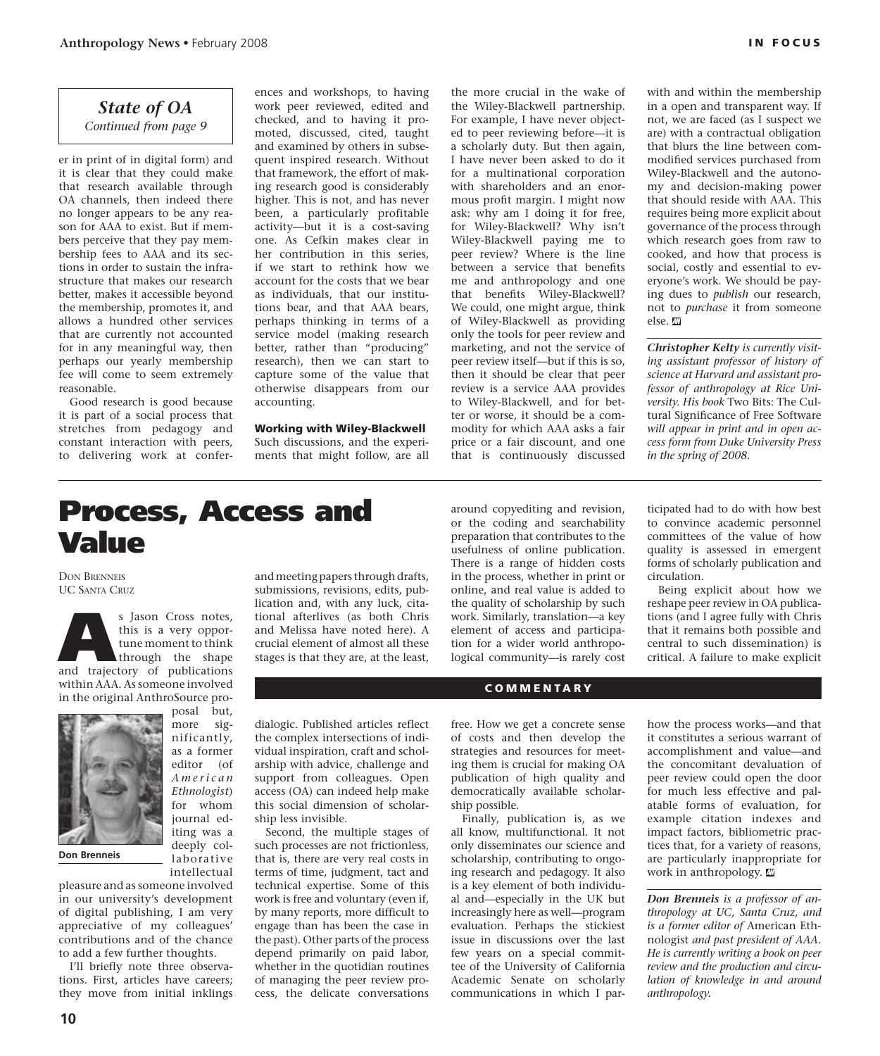### *State of OA*

*Continued from page 9*

er in print of in digital form) and it is clear that they could make that research available through OA channels, then indeed there no longer appears to be any reason for AAA to exist. But if members perceive that they pay membership fees to AAA and its sections in order to sustain the infrastructure that makes our research better, makes it accessible beyond the membership, promotes it, and allows a hundred other services that are currently not accounted for in any meaningful way, then perhaps our yearly membership fee will come to seem extremely reasonable.

Good research is good because it is part of a social process that stretches from pedagogy and constant interaction with peers, to delivering work at conferences and workshops, to having work peer reviewed, edited and checked, and to having it promoted, discussed, cited, taught and examined by others in subsequent inspired research. Without that framework, the effort of making research good is considerably higher. This is not, and has never been, a particularly profitable activity—but it is a cost-saving one. As Cefkin makes clear in her contribution in this series, if we start to rethink how we account for the costs that we bear as individuals, that our institutions bear, and that AAA bears, perhaps thinking in terms of a service model (making research better, rather than "producing" research), then we can start to capture some of the value that otherwise disappears from our accounting.

**Working with Wiley-Blackwell**

Such discussions, and the experiments that might follow, are all the more crucial in the wake of the Wiley-Blackwell partnership. For example, I have never objected to peer reviewing before—it is a scholarly duty. But then again, I have never been asked to do it for a multinational corporation with shareholders and an enormous profit margin. I might now ask: why am I doing it for free, for Wiley-Blackwell? Why isn't Wiley-Blackwell paying me to peer review? Where is the line between a service that benefits me and anthropology and one that benefits Wiley-Blackwell? We could, one might argue, think of Wiley-Blackwell as providing only the tools for peer review and marketing, and not the service of peer review itself—but if this is so, then it should be clear that peer review is a service AAA provides to Wiley-Blackwell, and for better or worse, it should be a commodity for which AAA asks a fair price or a fair discount, and one that is continuously discussed with and within the membership in a open and transparent way. If not, we are faced (as I suspect we are) with a contractual obligation that blurs the line between commodified services purchased from Wiley-Blackwell and the autonomy and decision-making power that should reside with AAA. This requires being more explicit about governance of the process through which research goes from raw to cooked, and how that process is social, costly and essential to everyone's work. We should be paying dues to *publish* our research, not to *purchase* it from someone else.

***Christopher Kelty** is currently visiting assistant professor of history of science at Harvard and assistant professor of anthropology at Rice University. His book* Two Bits: The Cultural Significance of Free Software *will appear in print and in open access form from Duke University Press in the spring of 2008.*

---

COMMENTARY

# Process, Access and Value

DON BRENNEIS
UC SANTA CRUZ

As Jason Cross notes, this is a very opportune moment to think through the shape and trajectory of publications within AAA. As someone involved in the original AnthroSource proposal but, more significantly, as a former editor (of *American Ethnologist*) for whom journal editing was a deeply collaborative intellectual pleasure and as someone involved in our university's development of digital publishing, I am very appreciative of my colleagues' contributions and of the chance to add a few further thoughts.

**Don Brenneis**

I'll briefly note three observations. First, articles have careers; they move from initial inklings and meeting papers through drafts, submissions, revisions, edits, publication and, with any luck, citational afterlives (as both Chris and Melissa have noted here). A crucial element of almost all these stages is that they are, at the least, dialogic. Published articles reflect the complex intersections of individual inspiration, craft and scholarship with advice, challenge and support from colleagues. Open access (OA) can indeed help make this social dimension of scholarship less invisible.

Second, the multiple stages of such processes are not frictionless, that is, there are very real costs in terms of time, judgment, tact and technical expertise. Some of this work is free and voluntary (even if, by many reports, more difficult to engage than has been the case in the past). Other parts of the process depend primarily on paid labor, whether in the quotidian routines of managing the peer review process, the delicate conversations around copyediting and revision, or the coding and searchability preparation that contributes to the usefulness of online publication. There is a range of hidden costs in the process, whether in print or online, and real value is added to the quality of scholarship by such work. Similarly, translation—a key element of access and participation for a wider world anthropological community—is rarely cost free. How we get a concrete sense of costs and then develop the strategies and resources for meeting them is crucial for making OA publication of high quality and democratically available scholarship possible.

Finally, publication is, as we all know, multifunctional. It not only disseminates our science and scholarship, contributing to ongoing research and pedagogy. It also is a key element of both individual and—especially in the UK but increasingly here as well—program evaluation. Perhaps the stickiest issue in discussions over the last few years on a special committee of the University of California Academic Senate on scholarly communications in which I participated had to do with how best to convince academic personnel committees of the value of how quality is assessed in emergent forms of scholarly publication and circulation.

Being explicit about how we reshape peer review in OA publications (and I agree fully with Chris that it remains both possible and central to such dissemination) is critical. A failure to make explicit how the process works—and that it constitutes a serious warrant of accomplishment and value—and the concomitant devaluation of peer review could open the door for much less effective and palatable forms of evaluation, for example citation indexes and impact factors, bibliometric practices that, for a variety of reasons, are particularly inappropriate for work in anthropology.

***Don Brenneis** is a professor of anthropology at UC, Santa Cruz, and is a former editor of* American Ethnologist *and past president of AAA. He is currently writing a book on peer review and the production and circulation of knowledge in and around anthropology.*